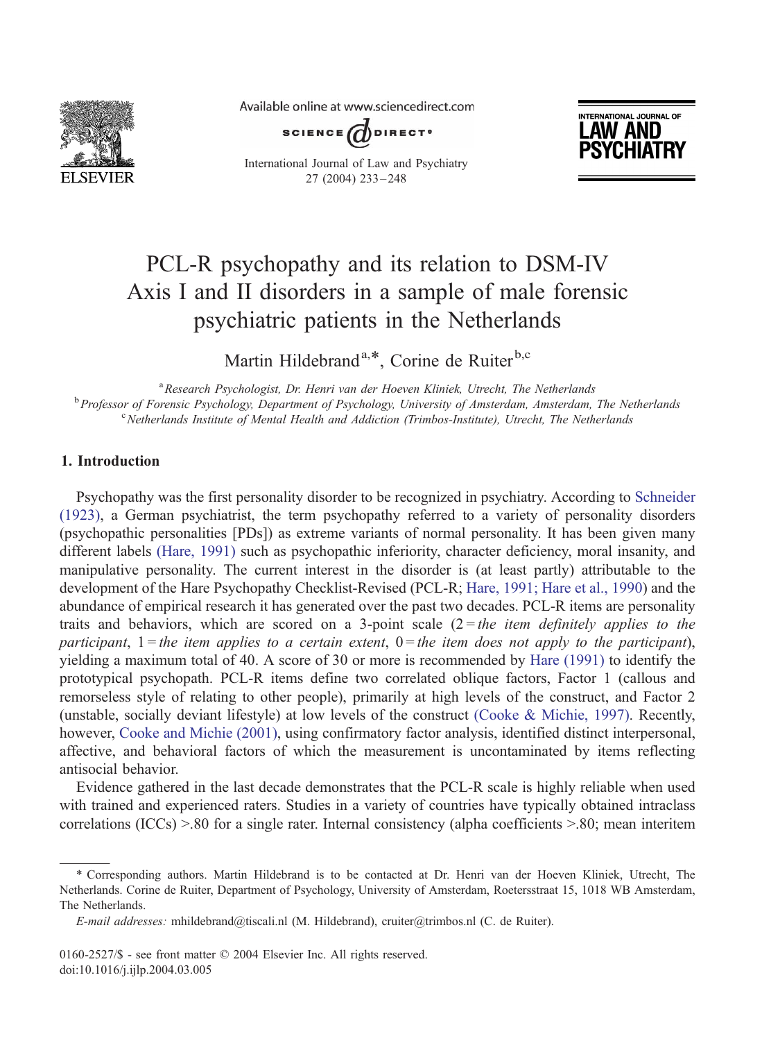# PCL-R psychopathy and its relation to DSM-IV Axis I and II disorders in a sample of male forensic psychiatric patients in the Netherlands

Martin Hildebrand[a,*], Corine de Ruiter[b,c]

[a] *Research Psychologist, Dr. Henri van der Hoeven Kliniek, Utrecht, The Netherlands*
[b] *Professor of Forensic Psychology, Department of Psychology, University of Amsterdam, Amsterdam, The Netherlands*
[c] *Netherlands Institute of Mental Health and Addiction (Trimbos-Institute), Utrecht, The Netherlands*

## 1. Introduction

Psychopathy was the first personality disorder to be recognized in psychiatry. According to Schneider (1923), a German psychiatrist, the term psychopathy referred to a variety of personality disorders (psychopathic personalities [PDs]) as extreme variants of normal personality. It has been given many different labels (Hare, 1991) such as psychopathic inferiority, character deficiency, moral insanity, and manipulative personality. The current interest in the disorder is (at least partly) attributable to the development of the Hare Psychopathy Checklist-Revised (PCL-R; Hare, 1991; Hare et al., 1990) and the abundance of empirical research it has generated over the past two decades. PCL-R items are personality traits and behaviors, which are scored on a 3-point scale (2 = *the item definitely applies to the participant*, 1 = *the item applies to a certain extent*, 0 = *the item does not apply to the participant*), yielding a maximum total of 40. A score of 30 or more is recommended by Hare (1991) to identify the prototypical psychopath. PCL-R items define two correlated oblique factors, Factor 1 (callous and remorseless style of relating to other people), primarily at high levels of the construct, and Factor 2 (unstable, socially deviant lifestyle) at low levels of the construct (Cooke & Michie, 1997). Recently, however, Cooke and Michie (2001), using confirmatory factor analysis, identified distinct interpersonal, affective, and behavioral factors of which the measurement is uncontaminated by items reflecting antisocial behavior.

Evidence gathered in the last decade demonstrates that the PCL-R scale is highly reliable when used with trained and experienced raters. Studies in a variety of countries have typically obtained intraclass correlations (ICCs) >.80 for a single rater. Internal consistency (alpha coefficients >.80; mean interitem

---

\* Corresponding authors. Martin Hildebrand is to be contacted at Dr. Henri van der Hoeven Kliniek, Utrecht, The Netherlands. Corine de Ruiter, Department of Psychology, University of Amsterdam, Roetersstraat 15, 1018 WB Amsterdam, The Netherlands.

*E-mail addresses:* mhildebrand@tiscali.nl (M. Hildebrand), cruiter@trimbos.nl (C. de Ruiter).

0160-2527/$ - see front matter © 2004 Elsevier Inc. All rights reserved.
doi:10.1016/j.ijlp.2004.03.005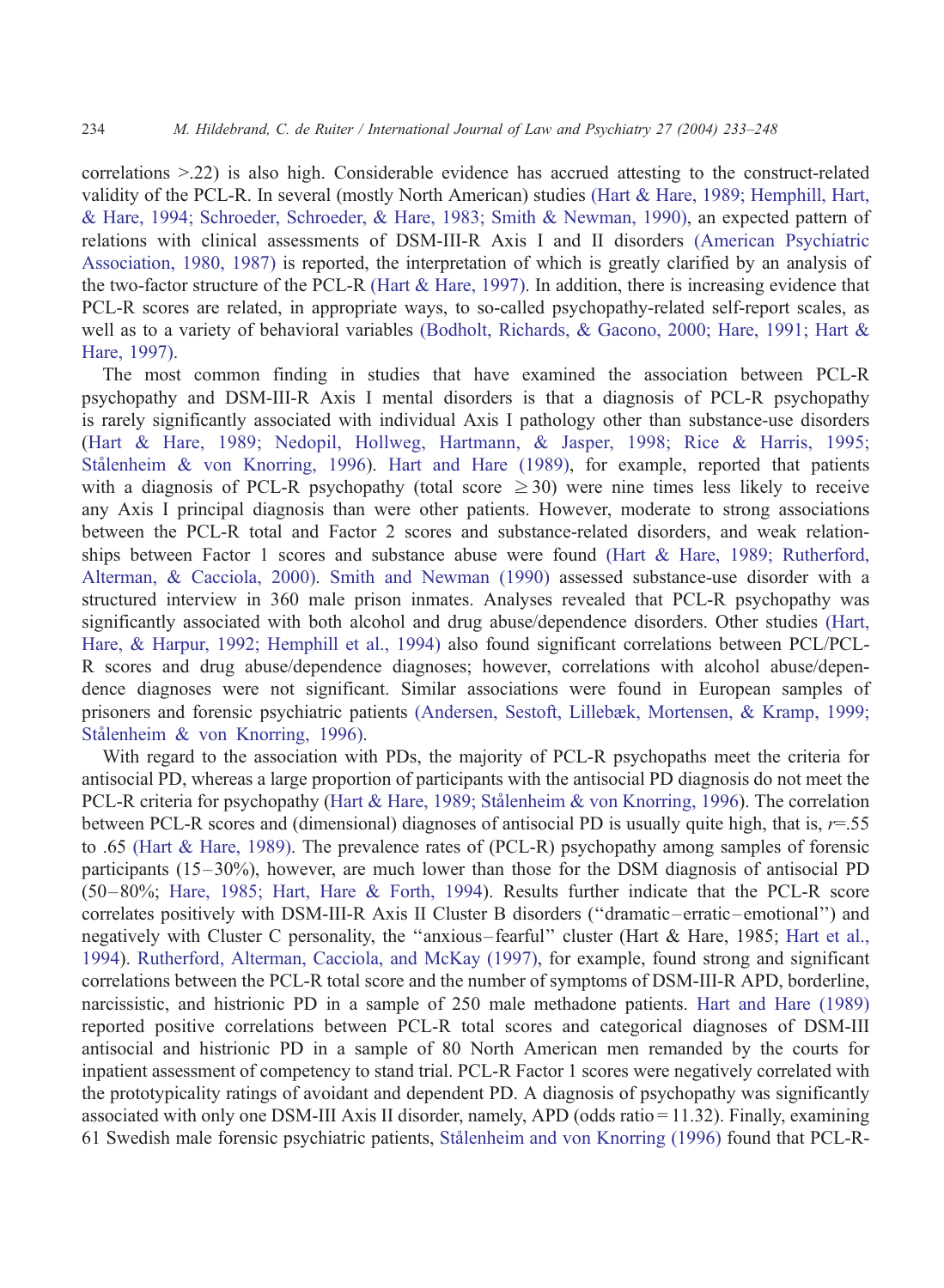correlations >.22) is also high. Considerable evidence has accrued attesting to the construct-related validity of the PCL-R. In several (mostly North American) studies (Hart & Hare, 1989; Hemphill, Hart, & Hare, 1994; Schroeder, Schroeder, & Hare, 1983; Smith & Newman, 1990), an expected pattern of relations with clinical assessments of DSM-III-R Axis I and II disorders (American Psychiatric Association, 1980, 1987) is reported, the interpretation of which is greatly clarified by an analysis of the two-factor structure of the PCL-R (Hart & Hare, 1997). In addition, there is increasing evidence that PCL-R scores are related, in appropriate ways, to so-called psychopathy-related self-report scales, as well as to a variety of behavioral variables (Bodholt, Richards, & Gacono, 2000; Hare, 1991; Hart & Hare, 1997).

The most common finding in studies that have examined the association between PCL-R psychopathy and DSM-III-R Axis I mental disorders is that a diagnosis of PCL-R psychopathy is rarely significantly associated with individual Axis I pathology other than substance-use disorders (Hart & Hare, 1989; Nedopil, Hollweg, Hartmann, & Jasper, 1998; Rice & Harris, 1995; Stålenheim & von Knorring, 1996). Hart and Hare (1989), for example, reported that patients with a diagnosis of PCL-R psychopathy (total score $\geq 30$) were nine times less likely to receive any Axis I principal diagnosis than were other patients. However, moderate to strong associations between the PCL-R total and Factor 2 scores and substance-related disorders, and weak relationships between Factor 1 scores and substance abuse were found (Hart & Hare, 1989; Rutherford, Alterman, & Cacciola, 2000). Smith and Newman (1990) assessed substance-use disorder with a structured interview in 360 male prison inmates. Analyses revealed that PCL-R psychopathy was significantly associated with both alcohol and drug abuse/dependence disorders. Other studies (Hart, Hare, & Harpur, 1992; Hemphill et al., 1994) also found significant correlations between PCL/PCL-R scores and drug abuse/dependence diagnoses; however, correlations with alcohol abuse/dependence diagnoses were not significant. Similar associations were found in European samples of prisoners and forensic psychiatric patients (Andersen, Sestoft, Lillebæk, Mortensen, & Kramp, 1999; Stålenheim & von Knorring, 1996).

With regard to the association with PDs, the majority of PCL-R psychopaths meet the criteria for antisocial PD, whereas a large proportion of participants with the antisocial PD diagnosis do not meet the PCL-R criteria for psychopathy (Hart & Hare, 1989; Stålenheim & von Knorring, 1996). The correlation between PCL-R scores and (dimensional) diagnoses of antisocial PD is usually quite high, that is, $r$=.55 to .65 (Hart & Hare, 1989). The prevalence rates of (PCL-R) psychopathy among samples of forensic participants (15–30%), however, are much lower than those for the DSM diagnosis of antisocial PD (50–80%; Hare, 1985; Hart, Hare & Forth, 1994). Results further indicate that the PCL-R score correlates positively with DSM-III-R Axis II Cluster B disorders ("dramatic–erratic–emotional") and negatively with Cluster C personality, the "anxious–fearful" cluster (Hart & Hare, 1985; Hart et al., 1994). Rutherford, Alterman, Cacciola, and McKay (1997), for example, found strong and significant correlations between the PCL-R total score and the number of symptoms of DSM-III-R APD, borderline, narcissistic, and histrionic PD in a sample of 250 male methadone patients. Hart and Hare (1989) reported positive correlations between PCL-R total scores and categorical diagnoses of DSM-III antisocial and histrionic PD in a sample of 80 North American men remanded by the courts for inpatient assessment of competency to stand trial. PCL-R Factor 1 scores were negatively correlated with the prototypicality ratings of avoidant and dependent PD. A diagnosis of psychopathy was significantly associated with only one DSM-III Axis II disorder, namely, APD (odds ratio = 11.32). Finally, examining 61 Swedish male forensic psychiatric patients, Stålenheim and von Knorring (1996) found that PCL-R-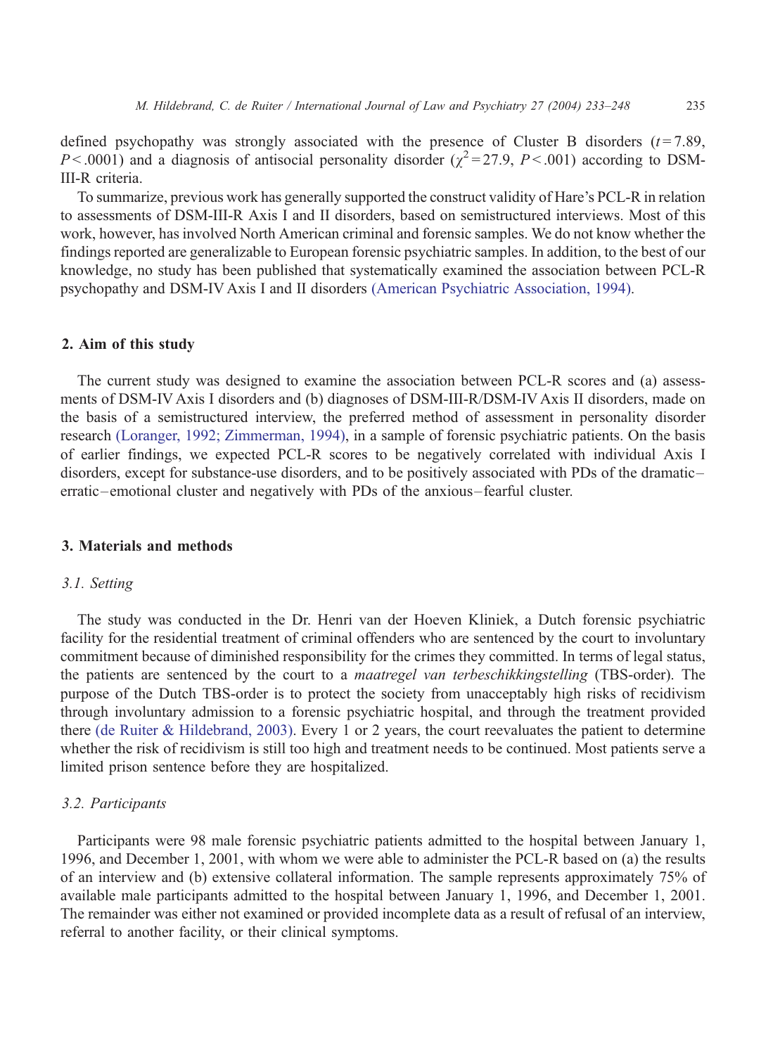defined psychopathy was strongly associated with the presence of Cluster B disorders ($t = 7.89$, $P < .0001$) and a diagnosis of antisocial personality disorder ($\chi^2 = 27.9$, $P < .001$) according to DSM-III-R criteria.

To summarize, previous work has generally supported the construct validity of Hare's PCL-R in relation to assessments of DSM-III-R Axis I and II disorders, based on semistructured interviews. Most of this work, however, has involved North American criminal and forensic samples. We do not know whether the findings reported are generalizable to European forensic psychiatric samples. In addition, to the best of our knowledge, no study has been published that systematically examined the association between PCL-R psychopathy and DSM-IV Axis I and II disorders (American Psychiatric Association, 1994).

## 2. Aim of this study

The current study was designed to examine the association between PCL-R scores and (a) assessments of DSM-IV Axis I disorders and (b) diagnoses of DSM-III-R/DSM-IV Axis II disorders, made on the basis of a semistructured interview, the preferred method of assessment in personality disorder research (Loranger, 1992; Zimmerman, 1994), in a sample of forensic psychiatric patients. On the basis of earlier findings, we expected PCL-R scores to be negatively correlated with individual Axis I disorders, except for substance-use disorders, and to be positively associated with PDs of the dramatic–erratic–emotional cluster and negatively with PDs of the anxious–fearful cluster.

## 3. Materials and methods

### 3.1. Setting

The study was conducted in the Dr. Henri van der Hoeven Kliniek, a Dutch forensic psychiatric facility for the residential treatment of criminal offenders who are sentenced by the court to involuntary commitment because of diminished responsibility for the crimes they committed. In terms of legal status, the patients are sentenced by the court to a *maatregel van terbeschikkingstelling* (TBS-order). The purpose of the Dutch TBS-order is to protect the society from unacceptably high risks of recidivism through involuntary admission to a forensic psychiatric hospital, and through the treatment provided there (de Ruiter & Hildebrand, 2003). Every 1 or 2 years, the court reevaluates the patient to determine whether the risk of recidivism is still too high and treatment needs to be continued. Most patients serve a limited prison sentence before they are hospitalized.

### 3.2. Participants

Participants were 98 male forensic psychiatric patients admitted to the hospital between January 1, 1996, and December 1, 2001, with whom we were able to administer the PCL-R based on (a) the results of an interview and (b) extensive collateral information. The sample represents approximately 75% of available male participants admitted to the hospital between January 1, 1996, and December 1, 2001. The remainder was either not examined or provided incomplete data as a result of refusal of an interview, referral to another facility, or their clinical symptoms.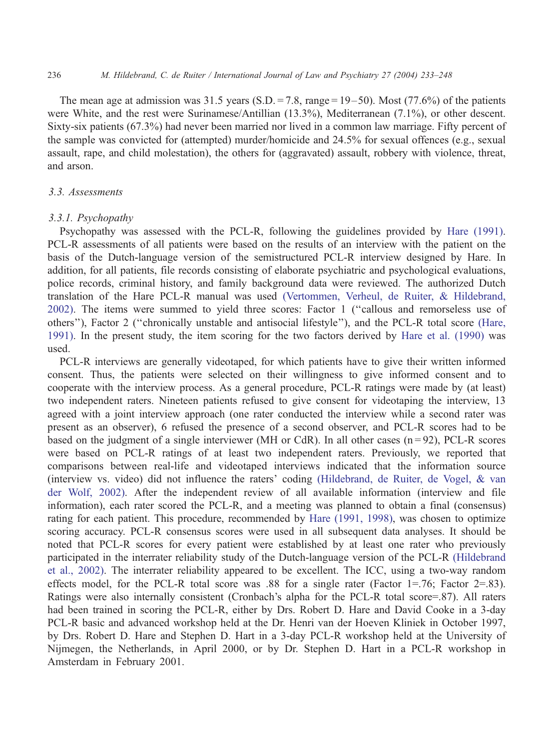The mean age at admission was 31.5 years (S.D. = 7.8, range = 19–50). Most (77.6%) of the patients were White, and the rest were Surinamese/Antillian (13.3%), Mediterranean (7.1%), or other descent. Sixty-six patients (67.3%) had never been married nor lived in a common law marriage. Fifty percent of the sample was convicted for (attempted) murder/homicide and 24.5% for sexual offences (e.g., sexual assault, rape, and child molestation), the others for (aggravated) assault, robbery with violence, threat, and arson.

### 3.3. Assessments

#### 3.3.1. Psychopathy

Psychopathy was assessed with the PCL-R, following the guidelines provided by Hare (1991). PCL-R assessments of all patients were based on the results of an interview with the patient on the basis of the Dutch-language version of the semistructured PCL-R interview designed by Hare. In addition, for all patients, file records consisting of elaborate psychiatric and psychological evaluations, police records, criminal history, and family background data were reviewed. The authorized Dutch translation of the Hare PCL-R manual was used (Vertommen, Verheul, de Ruiter, & Hildebrand, 2002). The items were summed to yield three scores: Factor 1 ("callous and remorseless use of others"), Factor 2 ("chronically unstable and antisocial lifestyle"), and the PCL-R total score (Hare, 1991). In the present study, the item scoring for the two factors derived by Hare et al. (1990) was used.

PCL-R interviews are generally videotaped, for which patients have to give their written informed consent. Thus, the patients were selected on their willingness to give informed consent and to cooperate with the interview process. As a general procedure, PCL-R ratings were made by (at least) two independent raters. Nineteen patients refused to give consent for videotaping the interview, 13 agreed with a joint interview approach (one rater conducted the interview while a second rater was present as an observer), 6 refused the presence of a second observer, and PCL-R scores had to be based on the judgment of a single interviewer (MH or CdR). In all other cases (n = 92), PCL-R scores were based on PCL-R ratings of at least two independent raters. Previously, we reported that comparisons between real-life and videotaped interviews indicated that the information source (interview vs. video) did not influence the raters' coding (Hildebrand, de Ruiter, de Vogel, & van der Wolf, 2002). After the independent review of all available information (interview and file information), each rater scored the PCL-R, and a meeting was planned to obtain a final (consensus) rating for each patient. This procedure, recommended by Hare (1991, 1998), was chosen to optimize scoring accuracy. PCL-R consensus scores were used in all subsequent data analyses. It should be noted that PCL-R scores for every patient were established by at least one rater who previously participated in the interrater reliability study of the Dutch-language version of the PCL-R (Hildebrand et al., 2002). The interrater reliability appeared to be excellent. The ICC, using a two-way random effects model, for the PCL-R total score was .88 for a single rater (Factor 1=.76; Factor 2=.83). Ratings were also internally consistent (Cronbach's alpha for the PCL-R total score=.87). All raters had been trained in scoring the PCL-R, either by Drs. Robert D. Hare and David Cooke in a 3-day PCL-R basic and advanced workshop held at the Dr. Henri van der Hoeven Kliniek in October 1997, by Drs. Robert D. Hare and Stephen D. Hart in a 3-day PCL-R workshop held at the University of Nijmegen, the Netherlands, in April 2000, or by Dr. Stephen D. Hart in a PCL-R workshop in Amsterdam in February 2001.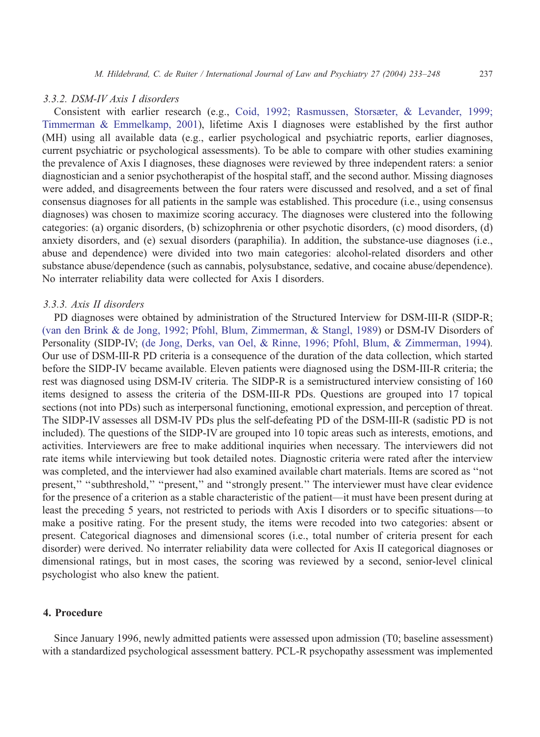#### 3.3.2. DSM-IV Axis I disorders

Consistent with earlier research (e.g., Coid, 1992; Rasmussen, Storsæter, & Levander, 1999; Timmerman & Emmelkamp, 2001), lifetime Axis I diagnoses were established by the first author (MH) using all available data (e.g., earlier psychological and psychiatric reports, earlier diagnoses, current psychiatric or psychological assessments). To be able to compare with other studies examining the prevalence of Axis I diagnoses, these diagnoses were reviewed by three independent raters: a senior diagnostician and a senior psychotherapist of the hospital staff, and the second author. Missing diagnoses were added, and disagreements between the four raters were discussed and resolved, and a set of final consensus diagnoses for all patients in the sample was established. This procedure (i.e., using consensus diagnoses) was chosen to maximize scoring accuracy. The diagnoses were clustered into the following categories: (a) organic disorders, (b) schizophrenia or other psychotic disorders, (c) mood disorders, (d) anxiety disorders, and (e) sexual disorders (paraphilia). In addition, the substance-use diagnoses (i.e., abuse and dependence) were divided into two main categories: alcohol-related disorders and other substance abuse/dependence (such as cannabis, polysubstance, sedative, and cocaine abuse/dependence). No interrater reliability data were collected for Axis I disorders.

#### 3.3.3. Axis II disorders

PD diagnoses were obtained by administration of the Structured Interview for DSM-III-R (SIDP-R; (van den Brink & de Jong, 1992; Pfohl, Blum, Zimmerman, & Stangl, 1989) or DSM-IV Disorders of Personality (SIDP-IV; (de Jong, Derks, van Oel, & Rinne, 1996; Pfohl, Blum, & Zimmerman, 1994). Our use of DSM-III-R PD criteria is a consequence of the duration of the data collection, which started before the SIDP-IV became available. Eleven patients were diagnosed using the DSM-III-R criteria; the rest was diagnosed using DSM-IV criteria. The SIDP-R is a semistructured interview consisting of 160 items designed to assess the criteria of the DSM-III-R PDs. Questions are grouped into 17 topical sections (not into PDs) such as interpersonal functioning, emotional expression, and perception of threat. The SIDP-IV assesses all DSM-IV PDs plus the self-defeating PD of the DSM-III-R (sadistic PD is not included). The questions of the SIDP-IV are grouped into 10 topic areas such as interests, emotions, and activities. Interviewers are free to make additional inquiries when necessary. The interviewers did not rate items while interviewing but took detailed notes. Diagnostic criteria were rated after the interview was completed, and the interviewer had also examined available chart materials. Items are scored as ''not present,'' ''subthreshold,'' ''present,'' and ''strongly present.'' The interviewer must have clear evidence for the presence of a criterion as a stable characteristic of the patient—it must have been present during at least the preceding 5 years, not restricted to periods with Axis I disorders or to specific situations—to make a positive rating. For the present study, the items were recoded into two categories: absent or present. Categorical diagnoses and dimensional scores (i.e., total number of criteria present for each disorder) were derived. No interrater reliability data were collected for Axis II categorical diagnoses or dimensional ratings, but in most cases, the scoring was reviewed by a second, senior-level clinical psychologist who also knew the patient.

## 4. Procedure

Since January 1996, newly admitted patients were assessed upon admission (T0; baseline assessment) with a standardized psychological assessment battery. PCL-R psychopathy assessment was implemented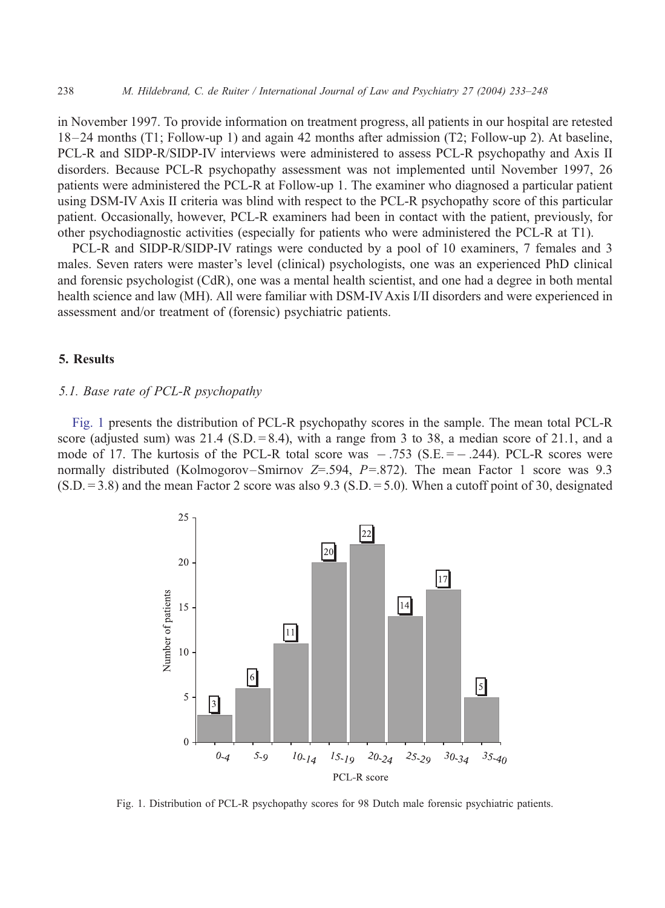in November 1997. To provide information on treatment progress, all patients in our hospital are retested 18–24 months (T1; Follow-up 1) and again 42 months after admission (T2; Follow-up 2). At baseline, PCL-R and SIDP-R/SIDP-IV interviews were administered to assess PCL-R psychopathy and Axis II disorders. Because PCL-R psychopathy assessment was not implemented until November 1997, 26 patients were administered the PCL-R at Follow-up 1. The examiner who diagnosed a particular patient using DSM-IV Axis II criteria was blind with respect to the PCL-R psychopathy score of this particular patient. Occasionally, however, PCL-R examiners had been in contact with the patient, previously, for other psychodiagnostic activities (especially for patients who were administered the PCL-R at T1).

PCL-R and SIDP-R/SIDP-IV ratings were conducted by a pool of 10 examiners, 7 females and 3 males. Seven raters were master's level (clinical) psychologists, one was an experienced PhD clinical and forensic psychologist (CdR), one was a mental health scientist, and one had a degree in both mental health science and law (MH). All were familiar with DSM-IV Axis I/II disorders and were experienced in assessment and/or treatment of (forensic) psychiatric patients.

## 5. Results

### 5.1. Base rate of PCL-R psychopathy

Fig. 1 presents the distribution of PCL-R psychopathy scores in the sample. The mean total PCL-R score (adjusted sum) was 21.4 (S.D. = 8.4), with a range from 3 to 38, a median score of 21.1, and a mode of 17. The kurtosis of the PCL-R total score was −.753 (S.E. = −.244). PCL-R scores were normally distributed (Kolmogorov–Smirnov $Z$=.594, $P$=.872). The mean Factor 1 score was 9.3 (S.D. = 3.8) and the mean Factor 2 score was also 9.3 (S.D. = 5.0). When a cutoff point of 30, designated

| PCL-R score | Number of patients |
|---|---|
| 0-4 | 3 |
| 5-9 | 6 |
| 10-14 | 11 |
| 15-19 | 20 |
| 20-24 | 22 |
| 25-29 | 14 |
| 30-34 | 17 |
| 35-40 | 5 |

Fig. 1. Distribution of PCL-R psychopathy scores for 98 Dutch male forensic psychiatric patients.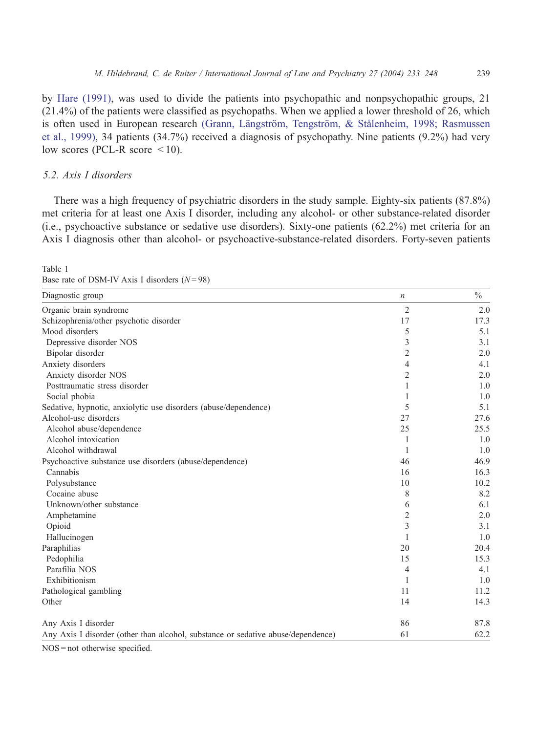by Hare (1991), was used to divide the patients into psychopathic and nonpsychopathic groups, 21 (21.4%) of the patients were classified as psychopaths. When we applied a lower threshold of 26, which is often used in European research (Grann, Långström, Tengström, & Stålenheim, 1998; Rasmussen et al., 1999), 34 patients (34.7%) received a diagnosis of psychopathy. Nine patients (9.2%) had very low scores (PCL-R score < 10).

### 5.2. Axis I disorders

There was a high frequency of psychiatric disorders in the study sample. Eighty-six patients (87.8%) met criteria for at least one Axis I disorder, including any alcohol- or other substance-related disorder (i.e., psychoactive substance or sedative use disorders). Sixty-one patients (62.2%) met criteria for an Axis I diagnosis other than alcohol- or psychoactive-substance-related disorders. Forty-seven patients

Table 1
Base rate of DSM-IV Axis I disorders ($N = 98$)

| Diagnostic group | *n* | % |
|---|---|---|
| Organic brain syndrome | 2 | 2.0 |
| Schizophrenia/other psychotic disorder | 17 | 17.3 |
| Mood disorders | 5 | 5.1 |
| Depressive disorder NOS | 3 | 3.1 |
| Bipolar disorder | 2 | 2.0 |
| Anxiety disorders | 4 | 4.1 |
| Anxiety disorder NOS | 2 | 2.0 |
| Posttraumatic stress disorder | 1 | 1.0 |
| Social phobia | 1 | 1.0 |
| Sedative, hypnotic, anxiolytic use disorders (abuse/dependence) | 5 | 5.1 |
| Alcohol-use disorders | 27 | 27.6 |
| Alcohol abuse/dependence | 25 | 25.5 |
| Alcohol intoxication | 1 | 1.0 |
| Alcohol withdrawal | 1 | 1.0 |
| Psychoactive substance use disorders (abuse/dependence) | 46 | 46.9 |
| Cannabis | 16 | 16.3 |
| Polysubstance | 10 | 10.2 |
| Cocaine abuse | 8 | 8.2 |
| Unknown/other substance | 6 | 6.1 |
| Amphetamine | 2 | 2.0 |
| Opioid | 3 | 3.1 |
| Hallucinogen | 1 | 1.0 |
| Paraphilias | 20 | 20.4 |
| Pedophilia | 15 | 15.3 |
| Parafilia NOS | 4 | 4.1 |
| Exhibitionism | 1 | 1.0 |
| Pathological gambling | 11 | 11.2 |
| Other | 14 | 14.3 |
| Any Axis I disorder | 86 | 87.8 |
| Any Axis I disorder (other than alcohol, substance or sedative abuse/dependence) | 61 | 62.2 |

NOS = not otherwise specified.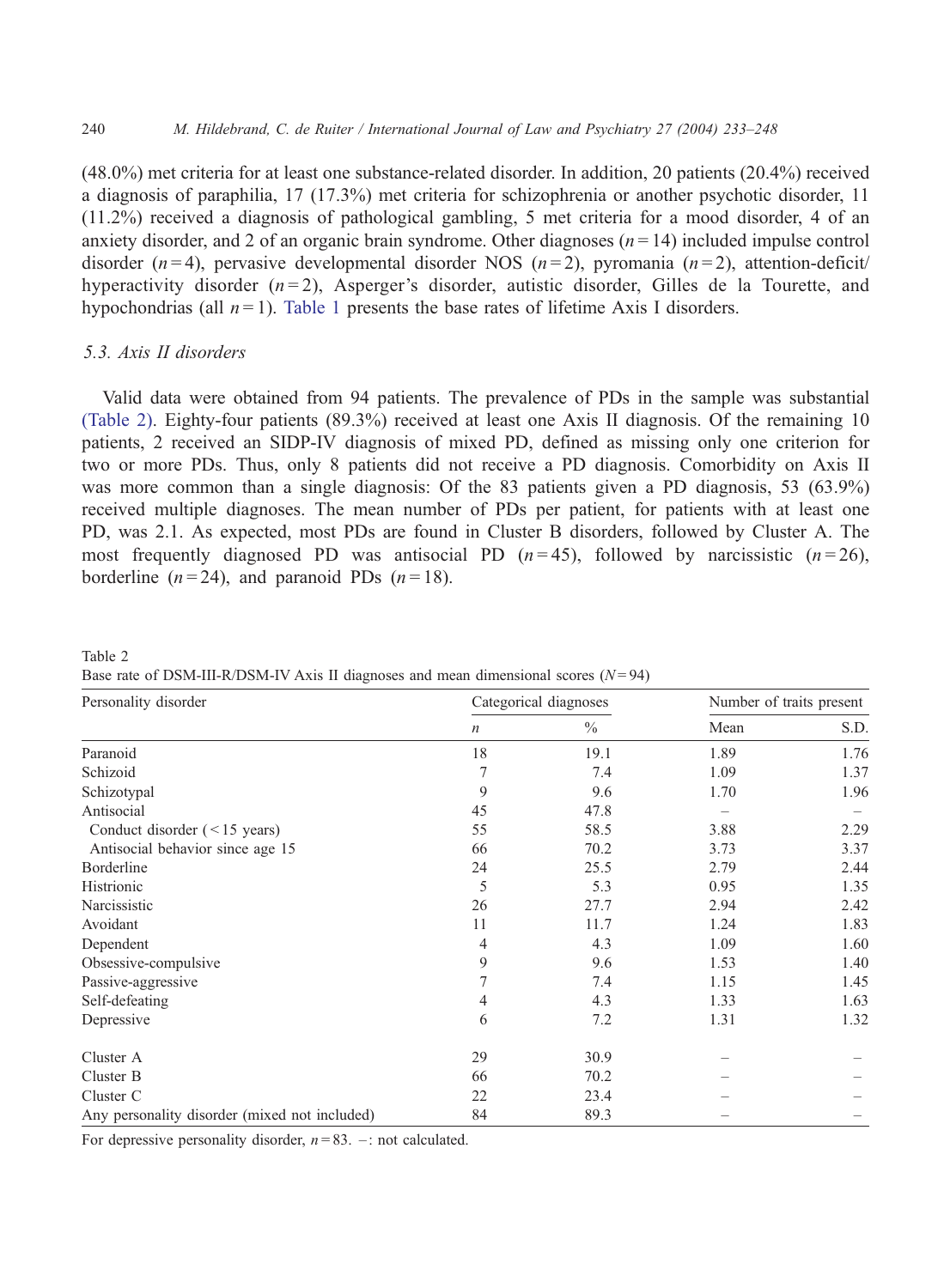(48.0%) met criteria for at least one substance-related disorder. In addition, 20 patients (20.4%) received a diagnosis of paraphilia, 17 (17.3%) met criteria for schizophrenia or another psychotic disorder, 11 (11.2%) received a diagnosis of pathological gambling, 5 met criteria for a mood disorder, 4 of an anxiety disorder, and 2 of an organic brain syndrome. Other diagnoses ($n = 14$) included impulse control disorder ($n = 4$), pervasive developmental disorder NOS ($n = 2$), pyromania ($n = 2$), attention-deficit/hyperactivity disorder ($n = 2$), Asperger's disorder, autistic disorder, Gilles de la Tourette, and hypochondrias (all $n = 1$). Table 1 presents the base rates of lifetime Axis I disorders.

### 5.3. Axis II disorders

Valid data were obtained from 94 patients. The prevalence of PDs in the sample was substantial (Table 2). Eighty-four patients (89.3%) received at least one Axis II diagnosis. Of the remaining 10 patients, 2 received an SIDP-IV diagnosis of mixed PD, defined as missing only one criterion for two or more PDs. Thus, only 8 patients did not receive a PD diagnosis. Comorbidity on Axis II was more common than a single diagnosis: Of the 83 patients given a PD diagnosis, 53 (63.9%) received multiple diagnoses. The mean number of PDs per patient, for patients with at least one PD, was 2.1. As expected, most PDs are found in Cluster B disorders, followed by Cluster A. The most frequently diagnosed PD was antisocial PD ($n = 45$), followed by narcissistic ($n = 26$), borderline ($n = 24$), and paranoid PDs ($n = 18$).

Table 2
Base rate of DSM-III-R/DSM-IV Axis II diagnoses and mean dimensional scores ($N = 94$)

| Personality disorder | Categorical diagnoses | | Number of traits present | |
|---|---|---|---|---|
| | $n$ | % | Mean | S.D. |
| Paranoid | 18 | 19.1 | 1.89 | 1.76 |
| Schizoid | 7 | 7.4 | 1.09 | 1.37 |
| Schizotypal | 9 | 9.6 | 1.70 | 1.96 |
| Antisocial | 45 | 47.8 | – | – |
| Conduct disorder (< 15 years) | 55 | 58.5 | 3.88 | 2.29 |
| Antisocial behavior since age 15 | 66 | 70.2 | 3.73 | 3.37 |
| Borderline | 24 | 25.5 | 2.79 | 2.44 |
| Histrionic | 5 | 5.3 | 0.95 | 1.35 |
| Narcissistic | 26 | 27.7 | 2.94 | 2.42 |
| Avoidant | 11 | 11.7 | 1.24 | 1.83 |
| Dependent | 4 | 4.3 | 1.09 | 1.60 |
| Obsessive-compulsive | 9 | 9.6 | 1.53 | 1.40 |
| Passive-aggressive | 7 | 7.4 | 1.15 | 1.45 |
| Self-defeating | 4 | 4.3 | 1.33 | 1.63 |
| Depressive | 6 | 7.2 | 1.31 | 1.32 |
| Cluster A | 29 | 30.9 | – | – |
| Cluster B | 66 | 70.2 | – | – |
| Cluster C | 22 | 23.4 | – | – |
| Any personality disorder (mixed not included) | 84 | 89.3 | – | – |

For depressive personality disorder, $n = 83$. –: not calculated.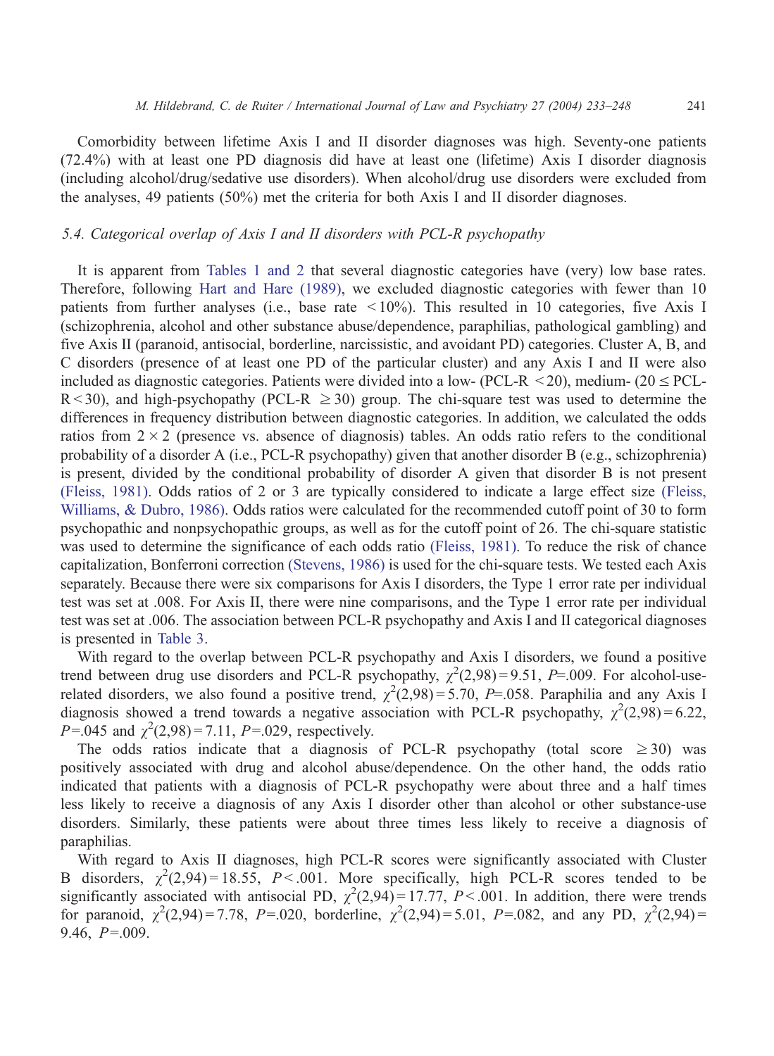Comorbidity between lifetime Axis I and II disorder diagnoses was high. Seventy-one patients (72.4%) with at least one PD diagnosis did have at least one (lifetime) Axis I disorder diagnosis (including alcohol/drug/sedative use disorders). When alcohol/drug use disorders were excluded from the analyses, 49 patients (50%) met the criteria for both Axis I and II disorder diagnoses.

### 5.4. Categorical overlap of Axis I and II disorders with PCL-R psychopathy

It is apparent from Tables 1 and 2 that several diagnostic categories have (very) low base rates. Therefore, following Hart and Hare (1989), we excluded diagnostic categories with fewer than 10 patients from further analyses (i.e., base rate < 10%). This resulted in 10 categories, five Axis I (schizophrenia, alcohol and other substance abuse/dependence, paraphilias, pathological gambling) and five Axis II (paranoid, antisocial, borderline, narcissistic, and avoidant PD) categories. Cluster A, B, and C disorders (presence of at least one PD of the particular cluster) and any Axis I and II were also included as diagnostic categories. Patients were divided into a low- (PCL-R < 20), medium- ($20 \leq$ PCL-R < 30), and high-psychopathy (PCL-R $\geq 30$) group. The chi-square test was used to determine the differences in frequency distribution between diagnostic categories. In addition, we calculated the odds ratios from $2 \times 2$ (presence vs. absence of diagnosis) tables. An odds ratio refers to the conditional probability of a disorder A (i.e., PCL-R psychopathy) given that another disorder B (e.g., schizophrenia) is present, divided by the conditional probability of disorder A given that disorder B is not present (Fleiss, 1981). Odds ratios of 2 or 3 are typically considered to indicate a large effect size (Fleiss, Williams, & Dubro, 1986). Odds ratios were calculated for the recommended cutoff point of 30 to form psychopathic and nonpsychopathic groups, as well as for the cutoff point of 26. The chi-square statistic was used to determine the significance of each odds ratio (Fleiss, 1981). To reduce the risk of chance capitalization, Bonferroni correction (Stevens, 1986) is used for the chi-square tests. We tested each Axis separately. Because there were six comparisons for Axis I disorders, the Type 1 error rate per individual test was set at .008. For Axis II, there were nine comparisons, and the Type 1 error rate per individual test was set at .006. The association between PCL-R psychopathy and Axis I and II categorical diagnoses is presented in Table 3.

With regard to the overlap between PCL-R psychopathy and Axis I disorders, we found a positive trend between drug use disorders and PCL-R psychopathy, $\chi^2(2,98) = 9.51$, $P = .009$. For alcohol-use-related disorders, we also found a positive trend, $\chi^2(2,98) = 5.70$, $P = .058$. Paraphilia and any Axis I diagnosis showed a trend towards a negative association with PCL-R psychopathy, $\chi^2(2,98) = 6.22$, $P = .045$ and $\chi^2(2,98) = 7.11$, $P = .029$, respectively.

The odds ratios indicate that a diagnosis of PCL-R psychopathy (total score $\geq 30$) was positively associated with drug and alcohol abuse/dependence. On the other hand, the odds ratio indicated that patients with a diagnosis of PCL-R psychopathy were about three and a half times less likely to receive a diagnosis of any Axis I disorder other than alcohol or other substance-use disorders. Similarly, these patients were about three times less likely to receive a diagnosis of paraphilias.

With regard to Axis II diagnoses, high PCL-R scores were significantly associated with Cluster B disorders, $\chi^2(2,94) = 18.55$, $P < .001$. More specifically, high PCL-R scores tended to be significantly associated with antisocial PD, $\chi^2(2,94) = 17.77$, $P < .001$. In addition, there were trends for paranoid, $\chi^2(2,94) = 7.78$, $P = .020$, borderline, $\chi^2(2,94) = 5.01$, $P = .082$, and any PD, $\chi^2(2,94) = 9.46$, $P = .009$.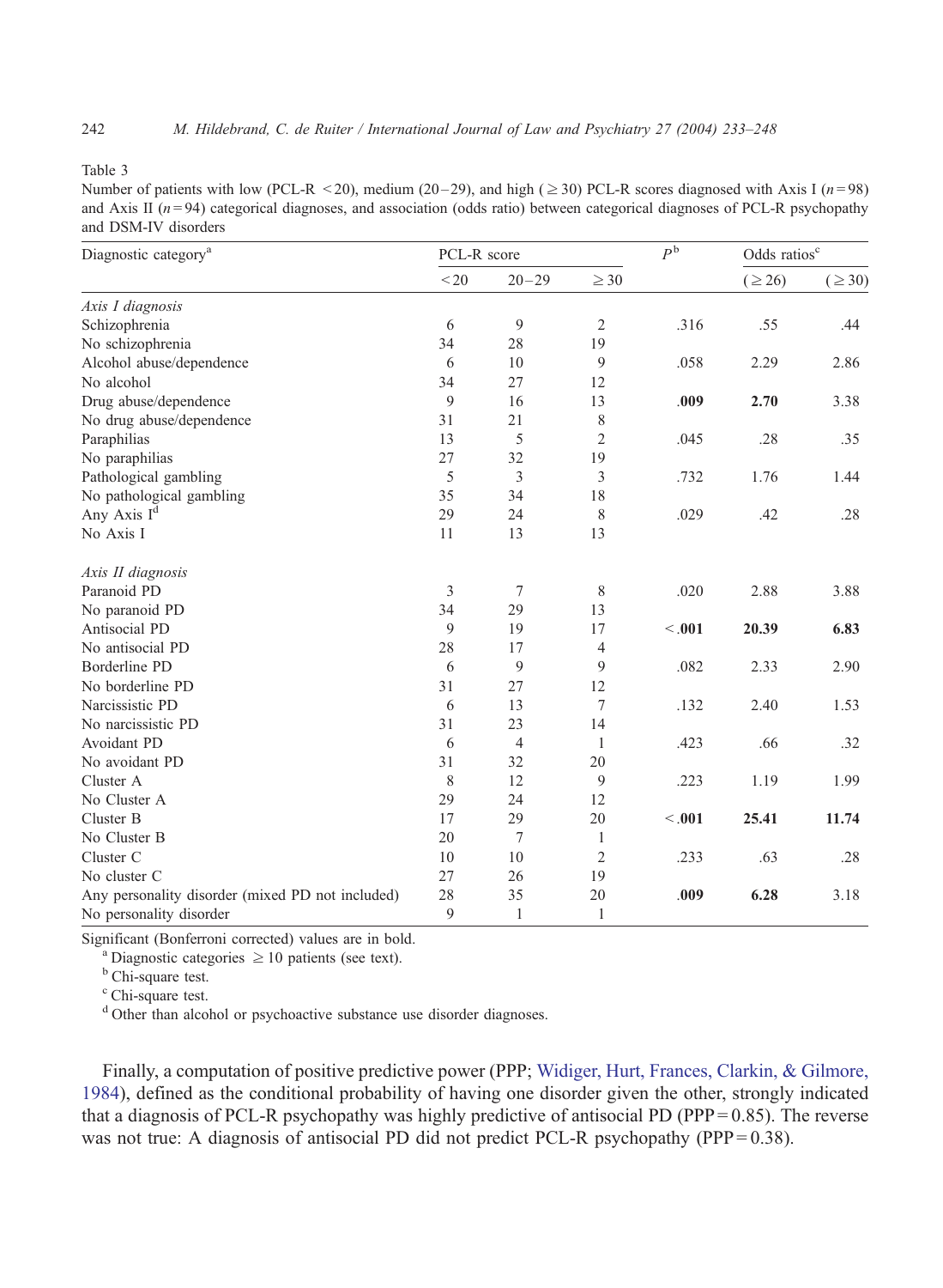Table 3
Number of patients with low (PCL-R <20), medium (20–29), and high (≥30) PCL-R scores diagnosed with Axis I ($n = 98$) and Axis II ($n = 94$) categorical diagnoses, and association (odds ratio) between categorical diagnoses of PCL-R psychopathy and DSM-IV disorders

| Diagnostic category[a] | PCL-R score | | | $P$[b] | Odds ratios[c] | |
|---|---|---|---|---|---|---|
| | <20 | 20–29 | ≥30 | | (≥26) | (≥30) |
| *Axis I diagnosis* | | | | | | |
| Schizophrenia | 6 | 9 | 2 | .316 | .55 | .44 |
| No schizophrenia | 34 | 28 | 19 | | | |
| Alcohol abuse/dependence | 6 | 10 | 9 | .058 | 2.29 | 2.86 |
| No alcohol | 34 | 27 | 12 | | | |
| Drug abuse/dependence | 9 | 16 | 13 | **.009** | **2.70** | 3.38 |
| No drug abuse/dependence | 31 | 21 | 8 | | | |
| Paraphilias | 13 | 5 | 2 | .045 | .28 | .35 |
| No paraphilias | 27 | 32 | 19 | | | |
| Pathological gambling | 5 | 3 | 3 | .732 | 1.76 | 1.44 |
| No pathological gambling | 35 | 34 | 18 | | | |
| Any Axis I[d] | 29 | 24 | 8 | .029 | .42 | .28 |
| No Axis I | 11 | 13 | 13 | | | |
| *Axis II diagnosis* | | | | | | |
| Paranoid PD | 3 | 7 | 8 | .020 | 2.88 | 3.88 |
| No paranoid PD | 34 | 29 | 13 | | | |
| Antisocial PD | 9 | 19 | 17 | **<.001** | **20.39** | **6.83** |
| No antisocial PD | 28 | 17 | 4 | | | |
| Borderline PD | 6 | 9 | 9 | .082 | 2.33 | 2.90 |
| No borderline PD | 31 | 27 | 12 | | | |
| Narcissistic PD | 6 | 13 | 7 | .132 | 2.40 | 1.53 |
| No narcissistic PD | 31 | 23 | 14 | | | |
| Avoidant PD | 6 | 4 | 1 | .423 | .66 | .32 |
| No avoidant PD | 31 | 32 | 20 | | | |
| Cluster A | 8 | 12 | 9 | .223 | 1.19 | 1.99 |
| No Cluster A | 29 | 24 | 12 | | | |
| Cluster B | 17 | 29 | 20 | **<.001** | **25.41** | **11.74** |
| No Cluster B | 20 | 7 | 1 | | | |
| Cluster C | 10 | 10 | 2 | .233 | .63 | .28 |
| No cluster C | 27 | 26 | 19 | | | |
| Any personality disorder (mixed PD not included) | 28 | 35 | 20 | **.009** | **6.28** | 3.18 |
| No personality disorder | 9 | 1 | 1 | | | |

Significant (Bonferroni corrected) values are in bold.

[a] Diagnostic categories ≥10 patients (see text).

[b] Chi-square test.

[c] Chi-square test.

[d] Other than alcohol or psychoactive substance use disorder diagnoses.

Finally, a computation of positive predictive power (PPP; Widiger, Hurt, Frances, Clarkin, & Gilmore, 1984), defined as the conditional probability of having one disorder given the other, strongly indicated that a diagnosis of PCL-R psychopathy was highly predictive of antisocial PD (PPP = 0.85). The reverse was not true: A diagnosis of antisocial PD did not predict PCL-R psychopathy (PPP = 0.38).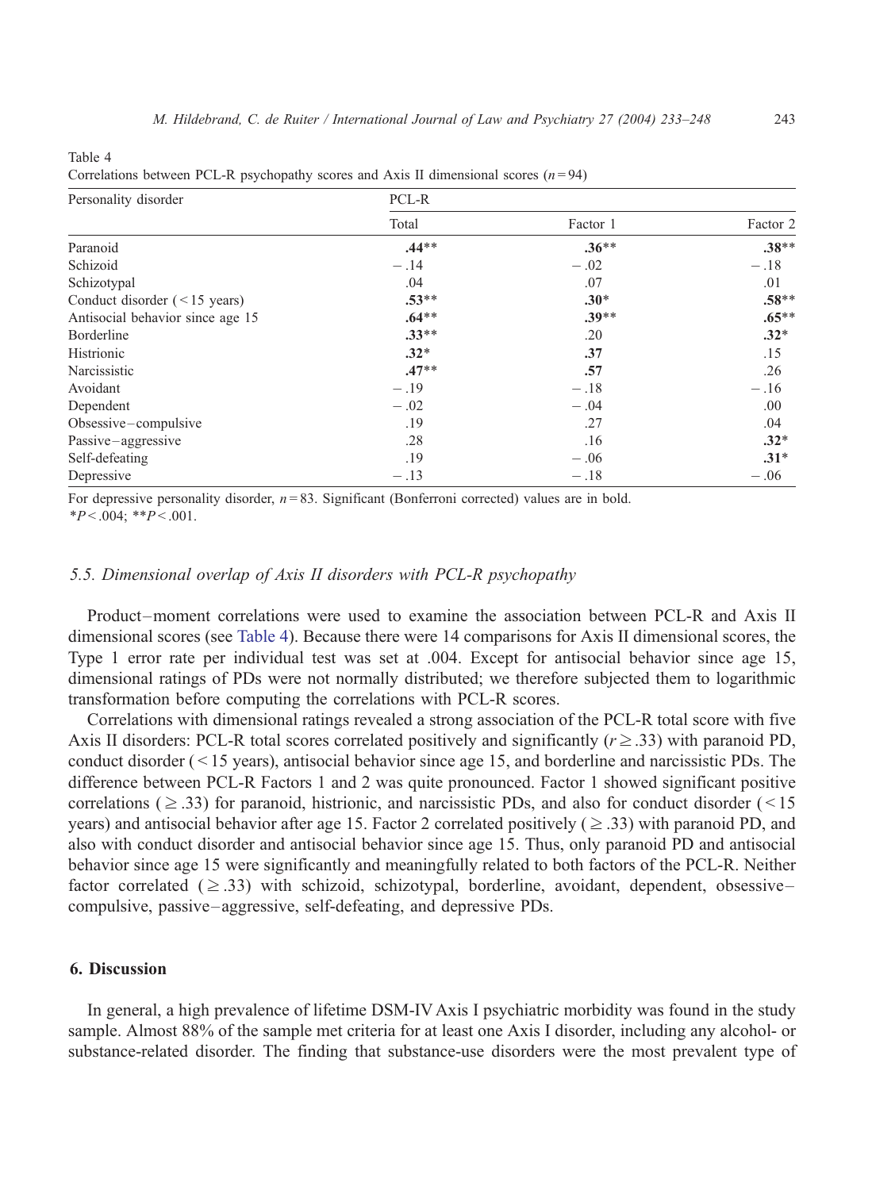Table 4
Correlations between PCL-R psychopathy scores and Axis II dimensional scores ($n = 94$)

| Personality disorder | PCL-R | | |
|---|---|---|---|
| | Total | Factor 1 | Factor 2 |
| Paranoid | **.44**** | **.36**** | **.38**** |
| Schizoid | − .14 | − .02 | − .18 |
| Schizotypal | .04 | .07 | .01 |
| Conduct disorder (< 15 years) | **.53**** | **.30*** | **.58**** |
| Antisocial behavior since age 15 | **.64**** | **.39**** | **.65**** |
| Borderline | **.33**** | .20 | **.32*** |
| Histrionic | **.32*** | **.37** | .15 |
| Narcissistic | **.47**** | **.57** | .26 |
| Avoidant | − .19 | − .18 | − .16 |
| Dependent | − .02 | − .04 | .00 |
| Obsessive–compulsive | .19 | .27 | .04 |
| Passive–aggressive | .28 | .16 | **.32*** |
| Self-defeating | .19 | − .06 | **.31*** |
| Depressive | − .13 | − .18 | − .06 |

For depressive personality disorder, $n = 83$. Significant (Bonferroni corrected) values are in bold.
*$P < .004$; **$P < .001$.

### 5.5. Dimensional overlap of Axis II disorders with PCL-R psychopathy

Product–moment correlations were used to examine the association between PCL-R and Axis II dimensional scores (see Table 4). Because there were 14 comparisons for Axis II dimensional scores, the Type 1 error rate per individual test was set at .004. Except for antisocial behavior since age 15, dimensional ratings of PDs were not normally distributed; we therefore subjected them to logarithmic transformation before computing the correlations with PCL-R scores.

Correlations with dimensional ratings revealed a strong association of the PCL-R total score with five Axis II disorders: PCL-R total scores correlated positively and significantly ($r \geq .33$) with paranoid PD, conduct disorder (< 15 years), antisocial behavior since age 15, and borderline and narcissistic PDs. The difference between PCL-R Factors 1 and 2 was quite pronounced. Factor 1 showed significant positive correlations ($\geq .33$) for paranoid, histrionic, and narcissistic PDs, and also for conduct disorder (< 15 years) and antisocial behavior after age 15. Factor 2 correlated positively ($\geq .33$) with paranoid PD, and also with conduct disorder and antisocial behavior since age 15. Thus, only paranoid PD and antisocial behavior since age 15 were significantly and meaningfully related to both factors of the PCL-R. Neither factor correlated ($\geq .33$) with schizoid, schizotypal, borderline, avoidant, dependent, obsessive–compulsive, passive–aggressive, self-defeating, and depressive PDs.

## 6. Discussion

In general, a high prevalence of lifetime DSM-IV Axis I psychiatric morbidity was found in the study sample. Almost 88% of the sample met criteria for at least one Axis I disorder, including any alcohol- or substance-related disorder. The finding that substance-use disorders were the most prevalent type of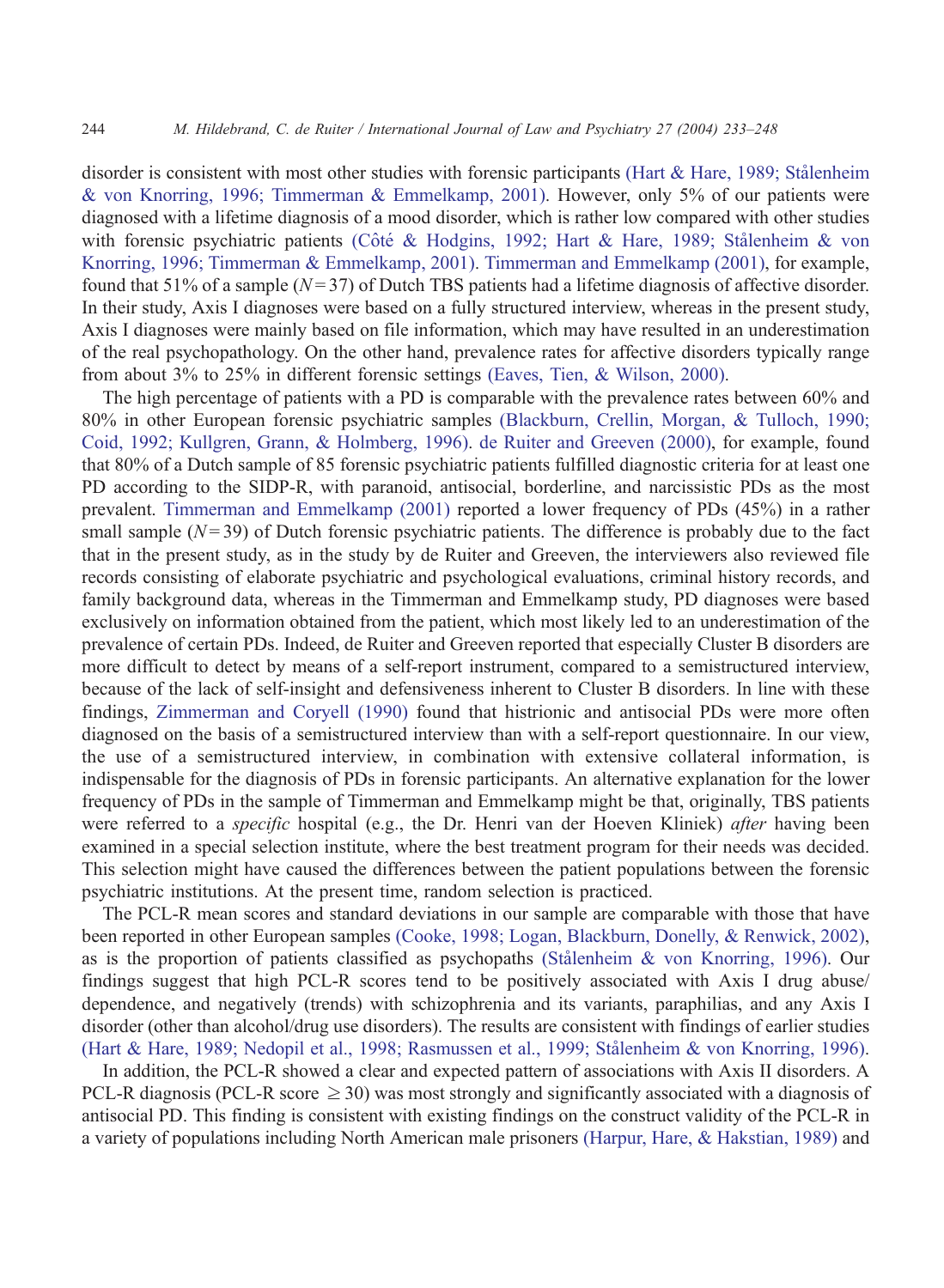disorder is consistent with most other studies with forensic participants (Hart & Hare, 1989; Stålenheim & von Knorring, 1996; Timmerman & Emmelkamp, 2001). However, only 5% of our patients were diagnosed with a lifetime diagnosis of a mood disorder, which is rather low compared with other studies with forensic psychiatric patients (Côté & Hodgins, 1992; Hart & Hare, 1989; Stålenheim & von Knorring, 1996; Timmerman & Emmelkamp, 2001). Timmerman and Emmelkamp (2001), for example, found that 51% of a sample ($N = 37$) of Dutch TBS patients had a lifetime diagnosis of affective disorder. In their study, Axis I diagnoses were based on a fully structured interview, whereas in the present study, Axis I diagnoses were mainly based on file information, which may have resulted in an underestimation of the real psychopathology. On the other hand, prevalence rates for affective disorders typically range from about 3% to 25% in different forensic settings (Eaves, Tien, & Wilson, 2000).

The high percentage of patients with a PD is comparable with the prevalence rates between 60% and 80% in other European forensic psychiatric samples (Blackburn, Crellin, Morgan, & Tulloch, 1990; Coid, 1992; Kullgren, Grann, & Holmberg, 1996). de Ruiter and Greeven (2000), for example, found that 80% of a Dutch sample of 85 forensic psychiatric patients fulfilled diagnostic criteria for at least one PD according to the SIDP-R, with paranoid, antisocial, borderline, and narcissistic PDs as the most prevalent. Timmerman and Emmelkamp (2001) reported a lower frequency of PDs (45%) in a rather small sample ($N = 39$) of Dutch forensic psychiatric patients. The difference is probably due to the fact that in the present study, as in the study by de Ruiter and Greeven, the interviewers also reviewed file records consisting of elaborate psychiatric and psychological evaluations, criminal history records, and family background data, whereas in the Timmerman and Emmelkamp study, PD diagnoses were based exclusively on information obtained from the patient, which most likely led to an underestimation of the prevalence of certain PDs. Indeed, de Ruiter and Greeven reported that especially Cluster B disorders are more difficult to detect by means of a self-report instrument, compared to a semistructured interview, because of the lack of self-insight and defensiveness inherent to Cluster B disorders. In line with these findings, Zimmerman and Coryell (1990) found that histrionic and antisocial PDs were more often diagnosed on the basis of a semistructured interview than with a self-report questionnaire. In our view, the use of a semistructured interview, in combination with extensive collateral information, is indispensable for the diagnosis of PDs in forensic participants. An alternative explanation for the lower frequency of PDs in the sample of Timmerman and Emmelkamp might be that, originally, TBS patients were referred to a *specific* hospital (e.g., the Dr. Henri van der Hoeven Kliniek) *after* having been examined in a special selection institute, where the best treatment program for their needs was decided. This selection might have caused the differences between the patient populations between the forensic psychiatric institutions. At the present time, random selection is practiced.

The PCL-R mean scores and standard deviations in our sample are comparable with those that have been reported in other European samples (Cooke, 1998; Logan, Blackburn, Donelly, & Renwick, 2002), as is the proportion of patients classified as psychopaths (Stålenheim & von Knorring, 1996). Our findings suggest that high PCL-R scores tend to be positively associated with Axis I drug abuse/dependence, and negatively (trends) with schizophrenia and its variants, paraphilias, and any Axis I disorder (other than alcohol/drug use disorders). The results are consistent with findings of earlier studies (Hart & Hare, 1989; Nedopil et al., 1998; Rasmussen et al., 1999; Stålenheim & von Knorring, 1996).

In addition, the PCL-R showed a clear and expected pattern of associations with Axis II disorders. A PCL-R diagnosis (PCL-R score $\geq 30$) was most strongly and significantly associated with a diagnosis of antisocial PD. This finding is consistent with existing findings on the construct validity of the PCL-R in a variety of populations including North American male prisoners (Harpur, Hare, & Hakstian, 1989) and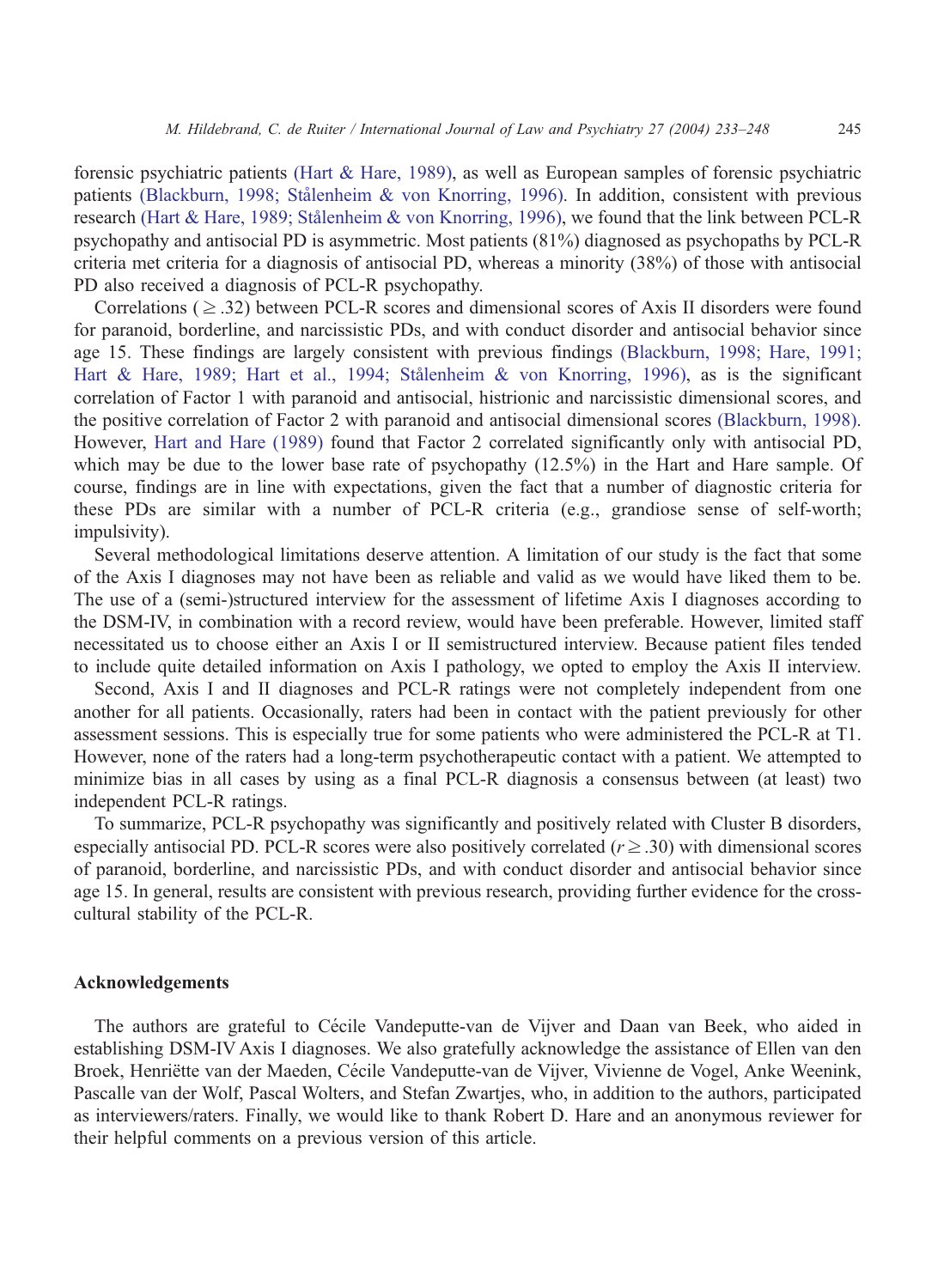forensic psychiatric patients (Hart & Hare, 1989), as well as European samples of forensic psychiatric patients (Blackburn, 1998; Stålenheim & von Knorring, 1996). In addition, consistent with previous research (Hart & Hare, 1989; Stålenheim & von Knorring, 1996), we found that the link between PCL-R psychopathy and antisocial PD is asymmetric. Most patients (81%) diagnosed as psychopaths by PCL-R criteria met criteria for a diagnosis of antisocial PD, whereas a minority (38%) of those with antisocial PD also received a diagnosis of PCL-R psychopathy.

Correlations ( $\geq .32$) between PCL-R scores and dimensional scores of Axis II disorders were found for paranoid, borderline, and narcissistic PDs, and with conduct disorder and antisocial behavior since age 15. These findings are largely consistent with previous findings (Blackburn, 1998; Hare, 1991; Hart & Hare, 1989; Hart et al., 1994; Stålenheim & von Knorring, 1996), as is the significant correlation of Factor 1 with paranoid and antisocial, histrionic and narcissistic dimensional scores, and the positive correlation of Factor 2 with paranoid and antisocial dimensional scores (Blackburn, 1998). However, Hart and Hare (1989) found that Factor 2 correlated significantly only with antisocial PD, which may be due to the lower base rate of psychopathy (12.5%) in the Hart and Hare sample. Of course, findings are in line with expectations, given the fact that a number of diagnostic criteria for these PDs are similar with a number of PCL-R criteria (e.g., grandiose sense of self-worth; impulsivity).

Several methodological limitations deserve attention. A limitation of our study is the fact that some of the Axis I diagnoses may not have been as reliable and valid as we would have liked them to be. The use of a (semi-)structured interview for the assessment of lifetime Axis I diagnoses according to the DSM-IV, in combination with a record review, would have been preferable. However, limited staff necessitated us to choose either an Axis I or II semistructured interview. Because patient files tended to include quite detailed information on Axis I pathology, we opted to employ the Axis II interview.

Second, Axis I and II diagnoses and PCL-R ratings were not completely independent from one another for all patients. Occasionally, raters had been in contact with the patient previously for other assessment sessions. This is especially true for some patients who were administered the PCL-R at T1. However, none of the raters had a long-term psychotherapeutic contact with a patient. We attempted to minimize bias in all cases by using as a final PCL-R diagnosis a consensus between (at least) two independent PCL-R ratings.

To summarize, PCL-R psychopathy was significantly and positively related with Cluster B disorders, especially antisocial PD. PCL-R scores were also positively correlated ($r \geq .30$) with dimensional scores of paranoid, borderline, and narcissistic PDs, and with conduct disorder and antisocial behavior since age 15. In general, results are consistent with previous research, providing further evidence for the cross-cultural stability of the PCL-R.

## Acknowledgements

The authors are grateful to Cécile Vandeputte-van de Vijver and Daan van Beek, who aided in establishing DSM-IV Axis I diagnoses. We also gratefully acknowledge the assistance of Ellen van den Broek, Henriëtte van der Maeden, Cécile Vandeputte-van de Vijver, Vivienne de Vogel, Anke Weenink, Pascalle van der Wolf, Pascal Wolters, and Stefan Zwartjes, who, in addition to the authors, participated as interviewers/raters. Finally, we would like to thank Robert D. Hare and an anonymous reviewer for their helpful comments on a previous version of this article.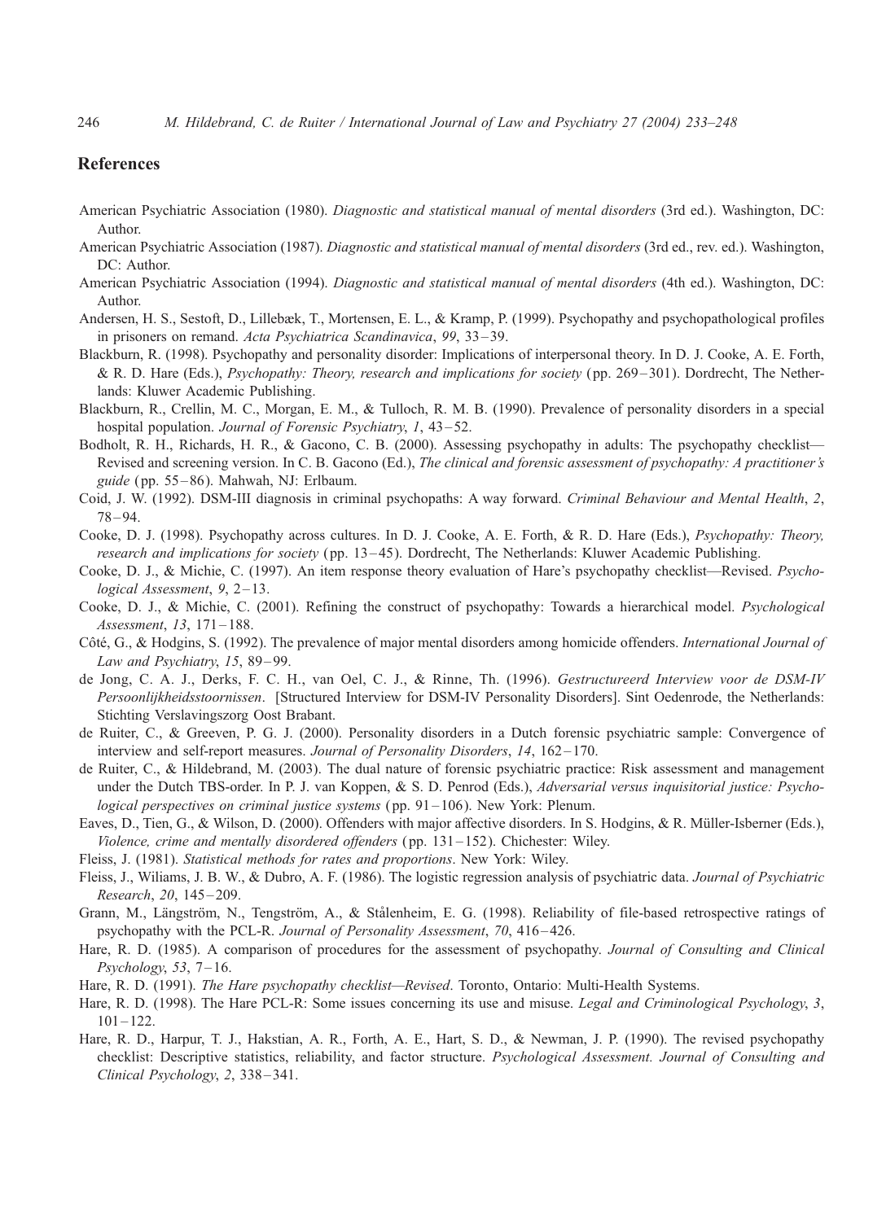## References

American Psychiatric Association (1980). *Diagnostic and statistical manual of mental disorders* (3rd ed.). Washington, DC: Author.

American Psychiatric Association (1987). *Diagnostic and statistical manual of mental disorders* (3rd ed., rev. ed.). Washington, DC: Author.

American Psychiatric Association (1994). *Diagnostic and statistical manual of mental disorders* (4th ed.). Washington, DC: Author.

Andersen, H. S., Sestoft, D., Lillebæk, T., Mortensen, E. L., & Kramp, P. (1999). Psychopathy and psychopathological profiles in prisoners on remand. *Acta Psychiatrica Scandinavica*, *99*, 33–39.

Blackburn, R. (1998). Psychopathy and personality disorder: Implications of interpersonal theory. In D. J. Cooke, A. E. Forth, & R. D. Hare (Eds.), *Psychopathy: Theory, research and implications for society* (pp. 269–301). Dordrecht, The Netherlands: Kluwer Academic Publishing.

Blackburn, R., Crellin, M. C., Morgan, E. M., & Tulloch, R. M. B. (1990). Prevalence of personality disorders in a special hospital population. *Journal of Forensic Psychiatry*, *1*, 43–52.

Bodholt, R. H., Richards, H. R., & Gacono, C. B. (2000). Assessing psychopathy in adults: The psychopathy checklist—Revised and screening version. In C. B. Gacono (Ed.), *The clinical and forensic assessment of psychopathy: A practitioner's guide* (pp. 55–86). Mahwah, NJ: Erlbaum.

Coid, J. W. (1992). DSM-III diagnosis in criminal psychopaths: A way forward. *Criminal Behaviour and Mental Health*, *2*, 78–94.

Cooke, D. J. (1998). Psychopathy across cultures. In D. J. Cooke, A. E. Forth, & R. D. Hare (Eds.), *Psychopathy: Theory, research and implications for society* (pp. 13–45). Dordrecht, The Netherlands: Kluwer Academic Publishing.

Cooke, D. J., & Michie, C. (1997). An item response theory evaluation of Hare's psychopathy checklist—Revised. *Psychological Assessment*, *9*, 2–13.

Cooke, D. J., & Michie, C. (2001). Refining the construct of psychopathy: Towards a hierarchical model. *Psychological Assessment*, *13*, 171–188.

Côté, G., & Hodgins, S. (1992). The prevalence of major mental disorders among homicide offenders. *International Journal of Law and Psychiatry*, *15*, 89–99.

de Jong, C. A. J., Derks, F. C. H., van Oel, C. J., & Rinne, Th. (1996). *Gestructureerd Interview voor de DSM-IV Persoonlijkheidsstoornissen*. [Structured Interview for DSM-IV Personality Disorders]. Sint Oedenrode, the Netherlands: Stichting Verslavingszorg Oost Brabant.

de Ruiter, C., & Greeven, P. G. J. (2000). Personality disorders in a Dutch forensic psychiatric sample: Convergence of interview and self-report measures. *Journal of Personality Disorders*, *14*, 162–170.

de Ruiter, C., & Hildebrand, M. (2003). The dual nature of forensic psychiatric practice: Risk assessment and management under the Dutch TBS-order. In P. J. van Koppen, & S. D. Penrod (Eds.), *Adversarial versus inquisitorial justice: Psychological perspectives on criminal justice systems* (pp. 91–106). New York: Plenum.

Eaves, D., Tien, G., & Wilson, D. (2000). Offenders with major affective disorders. In S. Hodgins, & R. Müller-Isberner (Eds.), *Violence, crime and mentally disordered offenders* (pp. 131–152). Chichester: Wiley.

Fleiss, J. (1981). *Statistical methods for rates and proportions*. New York: Wiley.

Fleiss, J., Wiliams, J. B. W., & Dubro, A. F. (1986). The logistic regression analysis of psychiatric data. *Journal of Psychiatric Research*, *20*, 145–209.

Grann, M., Längström, N., Tengström, A., & Stålenheim, E. G. (1998). Reliability of file-based retrospective ratings of psychopathy with the PCL-R. *Journal of Personality Assessment*, *70*, 416–426.

Hare, R. D. (1985). A comparison of procedures for the assessment of psychopathy. *Journal of Consulting and Clinical Psychology*, *53*, 7–16.

Hare, R. D. (1991). *The Hare psychopathy checklist—Revised*. Toronto, Ontario: Multi-Health Systems.

Hare, R. D. (1998). The Hare PCL-R: Some issues concerning its use and misuse. *Legal and Criminological Psychology*, *3*, 101–122.

Hare, R. D., Harpur, T. J., Hakstian, A. R., Forth, A. E., Hart, S. D., & Newman, J. P. (1990). The revised psychopathy checklist: Descriptive statistics, reliability, and factor structure. *Psychological Assessment. Journal of Consulting and Clinical Psychology*, *2*, 338–341.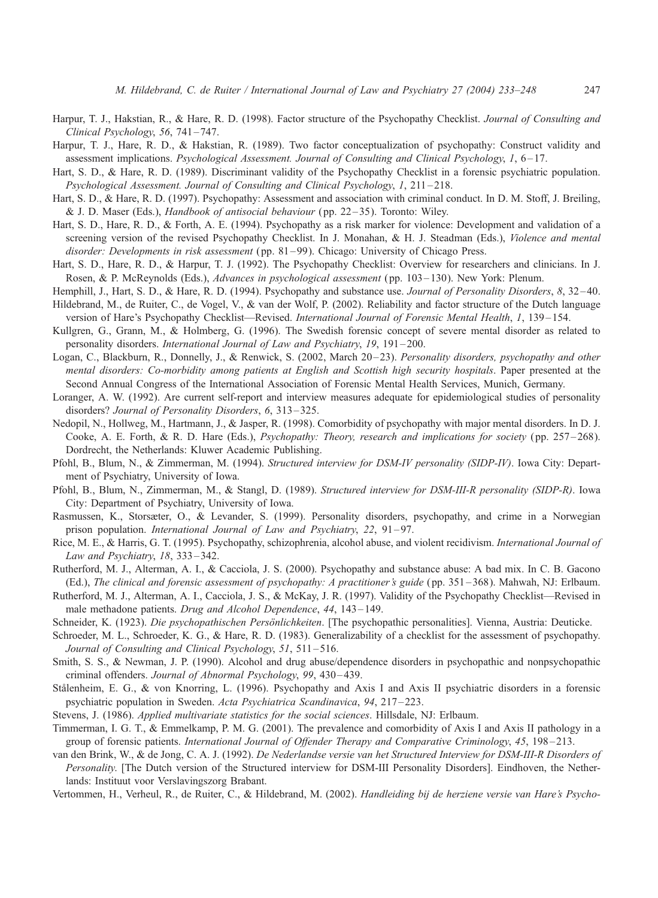Harpur, T. J., Hakstian, R., & Hare, R. D. (1998). Factor structure of the Psychopathy Checklist. *Journal of Consulting and Clinical Psychology*, *56*, 741–747.

Harpur, T. J., Hare, R. D., & Hakstian, R. (1989). Two factor conceptualization of psychopathy: Construct validity and assessment implications. *Psychological Assessment. Journal of Consulting and Clinical Psychology*, *1*, 6–17.

Hart, S. D., & Hare, R. D. (1989). Discriminant validity of the Psychopathy Checklist in a forensic psychiatric population. *Psychological Assessment. Journal of Consulting and Clinical Psychology*, *1*, 211–218.

Hart, S. D., & Hare, R. D. (1997). Psychopathy: Assessment and association with criminal conduct. In D. M. Stoff, J. Breiling, & J. D. Maser (Eds.), *Handbook of antisocial behaviour* (pp. 22–35). Toronto: Wiley.

Hart, S. D., Hare, R. D., & Forth, A. E. (1994). Psychopathy as a risk marker for violence: Development and validation of a screening version of the revised Psychopathy Checklist. In J. Monahan, & H. J. Steadman (Eds.), *Violence and mental disorder: Developments in risk assessment* (pp. 81–99). Chicago: University of Chicago Press.

Hart, S. D., Hare, R. D., & Harpur, T. J. (1992). The Psychopathy Checklist: Overview for researchers and clinicians. In J. Rosen, & P. McReynolds (Eds.), *Advances in psychological assessment* (pp. 103–130). New York: Plenum.

Hemphill, J., Hart, S. D., & Hare, R. D. (1994). Psychopathy and substance use. *Journal of Personality Disorders*, *8*, 32–40.

Hildebrand, M., de Ruiter, C., de Vogel, V., & van der Wolf, P. (2002). Reliability and factor structure of the Dutch language version of Hare's Psychopathy Checklist—Revised. *International Journal of Forensic Mental Health*, *1*, 139–154.

Kullgren, G., Grann, M., & Holmberg, G. (1996). The Swedish forensic concept of severe mental disorder as related to personality disorders. *International Journal of Law and Psychiatry*, *19*, 191–200.

Logan, C., Blackburn, R., Donnelly, J., & Renwick, S. (2002, March 20–23). *Personality disorders, psychopathy and other mental disorders: Co-morbidity among patients at English and Scottish high security hospitals*. Paper presented at the Second Annual Congress of the International Association of Forensic Mental Health Services, Munich, Germany.

Loranger, A. W. (1992). Are current self-report and interview measures adequate for epidemiological studies of personality disorders? *Journal of Personality Disorders*, *6*, 313–325.

Nedopil, N., Hollweg, M., Hartmann, J., & Jasper, R. (1998). Comorbidity of psychopathy with major mental disorders. In D. J. Cooke, A. E. Forth, & R. D. Hare (Eds.), *Psychopathy: Theory, research and implications for society* (pp. 257–268). Dordrecht, the Netherlands: Kluwer Academic Publishing.

Pfohl, B., Blum, N., & Zimmerman, M. (1994). *Structured interview for DSM-IV personality (SIDP-IV)*. Iowa City: Department of Psychiatry, University of Iowa.

Pfohl, B., Blum, N., Zimmerman, M., & Stangl, D. (1989). *Structured interview for DSM-III-R personality (SIDP-R)*. Iowa City: Department of Psychiatry, University of Iowa.

Rasmussen, K., Storsæter, O., & Levander, S. (1999). Personality disorders, psychopathy, and crime in a Norwegian prison population. *International Journal of Law and Psychiatry*, *22*, 91–97.

Rice, M. E., & Harris, G. T. (1995). Psychopathy, schizophrenia, alcohol abuse, and violent recidivism. *International Journal of Law and Psychiatry*, *18*, 333–342.

Rutherford, M. J., Alterman, A. I., & Cacciola, J. S. (2000). Psychopathy and substance abuse: A bad mix. In C. B. Gacono (Ed.), *The clinical and forensic assessment of psychopathy: A practitioner's guide* (pp. 351–368). Mahwah, NJ: Erlbaum.

Rutherford, M. J., Alterman, A. I., Cacciola, J. S., & McKay, J. R. (1997). Validity of the Psychopathy Checklist—Revised in male methadone patients. *Drug and Alcohol Dependence*, *44*, 143–149.

Schneider, K. (1923). *Die psychopathischen Persönlichkeiten*. [The psychopathic personalities]. Vienna, Austria: Deuticke.

Schroeder, M. L., Schroeder, K. G., & Hare, R. D. (1983). Generalizability of a checklist for the assessment of psychopathy. *Journal of Consulting and Clinical Psychology*, *51*, 511–516.

Smith, S. S., & Newman, J. P. (1990). Alcohol and drug abuse/dependence disorders in psychopathic and nonpsychopathic criminal offenders. *Journal of Abnormal Psychology*, *99*, 430–439.

Stålenheim, E. G., & von Knorring, L. (1996). Psychopathy and Axis I and Axis II psychiatric disorders in a forensic psychiatric population in Sweden. *Acta Psychiatrica Scandinavica*, *94*, 217–223.

Stevens, J. (1986). *Applied multivariate statistics for the social sciences*. Hillsdale, NJ: Erlbaum.

Timmerman, I. G. T., & Emmelkamp, P. M. G. (2001). The prevalence and comorbidity of Axis I and Axis II pathology in a group of forensic patients. *International Journal of Offender Therapy and Comparative Criminology*, *45*, 198–213.

van den Brink, W., & de Jong, C. A. J. (1992). *De Nederlandse versie van het Structured Interview for DSM-III-R Disorders of Personality.* [The Dutch version of the Structured interview for DSM-III Personality Disorders]. Eindhoven, the Netherlands: Instituut voor Verslavingszorg Brabant.

Vertommen, H., Verheul, R., de Ruiter, C., & Hildebrand, M. (2002). *Handleiding bij de herziene versie van Hare's Psycho-*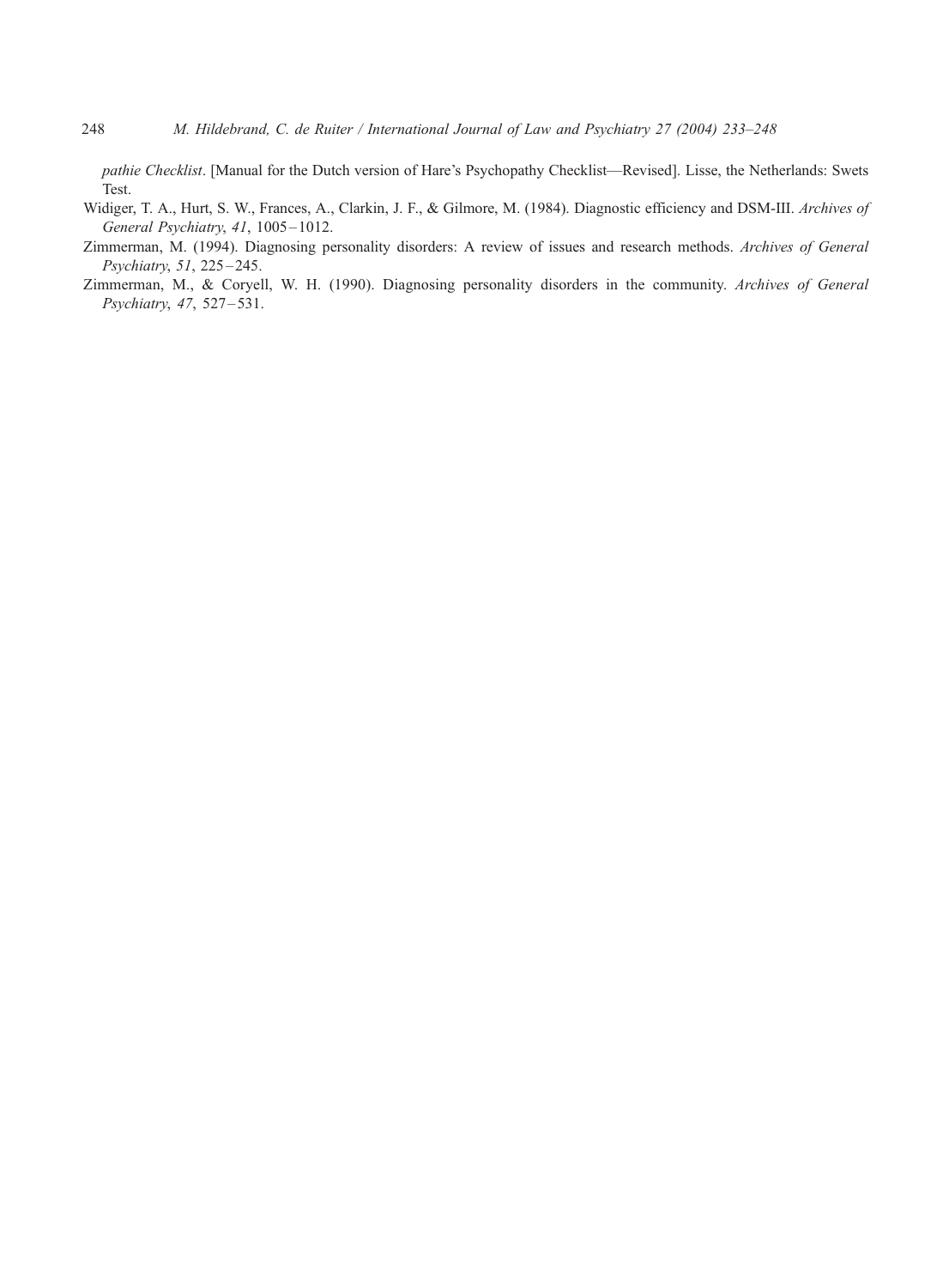*pathie Checklist*. [Manual for the Dutch version of Hare's Psychopathy Checklist—Revised]. Lisse, the Netherlands: Swets Test.

Widiger, T. A., Hurt, S. W., Frances, A., Clarkin, J. F., & Gilmore, M. (1984). Diagnostic efficiency and DSM-III. *Archives of General Psychiatry*, *41*, 1005–1012.

Zimmerman, M. (1994). Diagnosing personality disorders: A review of issues and research methods. *Archives of General Psychiatry*, *51*, 225–245.

Zimmerman, M., & Coryell, W. H. (1990). Diagnosing personality disorders in the community. *Archives of General Psychiatry*, *47*, 527–531.